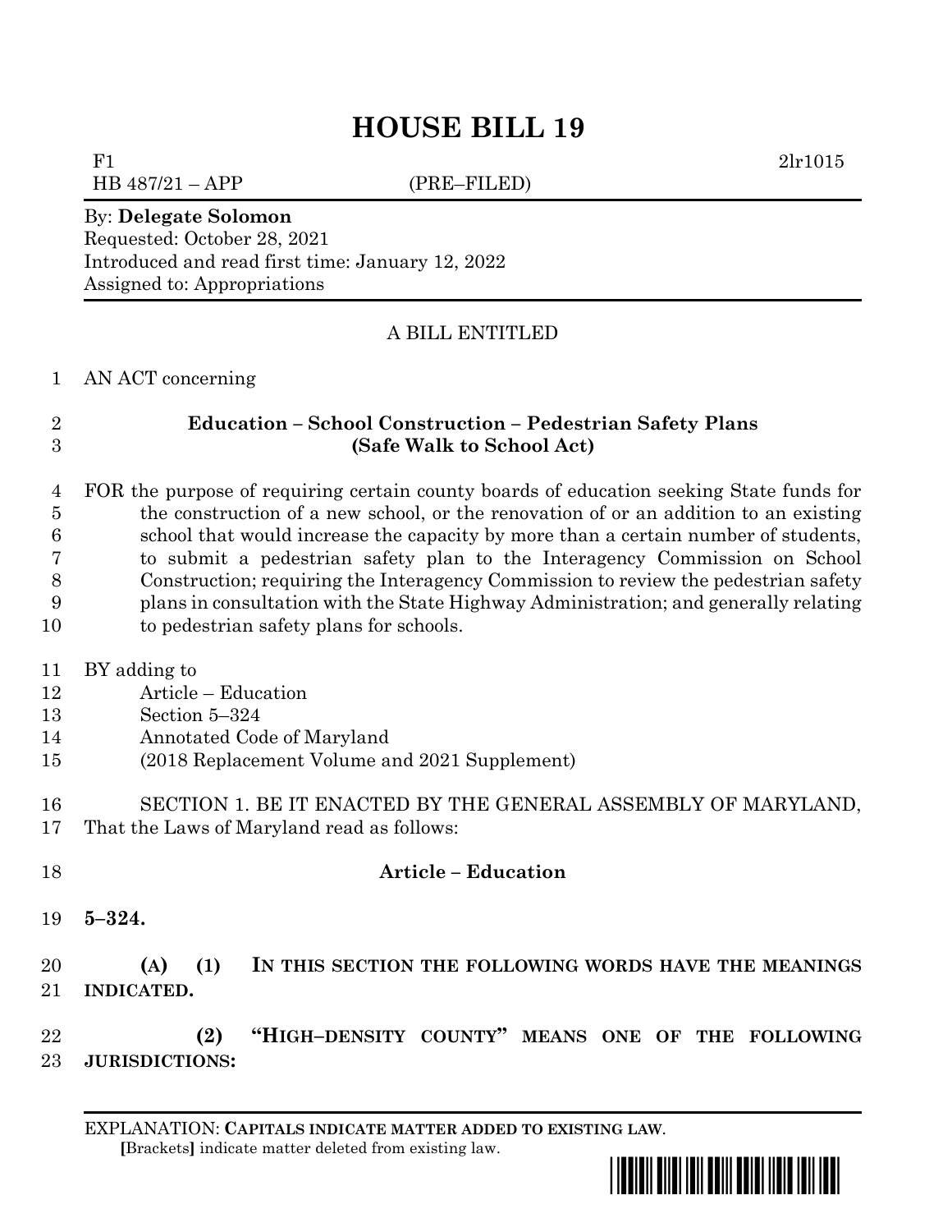# HOUSE BILL 19

F1 2lr1015

HB 487/21 – APP (PRE–FILED)

By: **Delegate Solomon**

Requested: October 28, 2021

Introduced and read first time: January 12, 2022

Assigned to: Appropriations

A BILL ENTITLED

1 AN ACT concerning

2 **Education – School Construction – Pedestrian Safety Plans**
3 **(Safe Walk to School Act)**

4 FOR the purpose of requiring certain county boards of education seeking State funds for
5 the construction of a new school, or the renovation of or an addition to an existing
6 school that would increase the capacity by more than a certain number of students,
7 to submit a pedestrian safety plan to the Interagency Commission on School
8 Construction; requiring the Interagency Commission to review the pedestrian safety
9 plans in consultation with the State Highway Administration; and generally relating
10 to pedestrian safety plans for schools.

11 BY adding to
12 Article – Education
13 Section 5–324
14 Annotated Code of Maryland
15 (2018 Replacement Volume and 2021 Supplement)

16 SECTION 1. BE IT ENACTED BY THE GENERAL ASSEMBLY OF MARYLAND,
17 That the Laws of Maryland read as follows:

18 **Article – Education**

19 **5–324.**

20 **(A) (1) IN THIS SECTION THE FOLLOWING WORDS HAVE THE MEANINGS**
21 **INDICATED.**

22 **(2) "HIGH–DENSITY COUNTY" MEANS ONE OF THE FOLLOWING**
23 **JURISDICTIONS:**

EXPLANATION: **CAPITALS INDICATE MATTER ADDED TO EXISTING LAW**.
[Brackets] indicate matter deleted from existing law.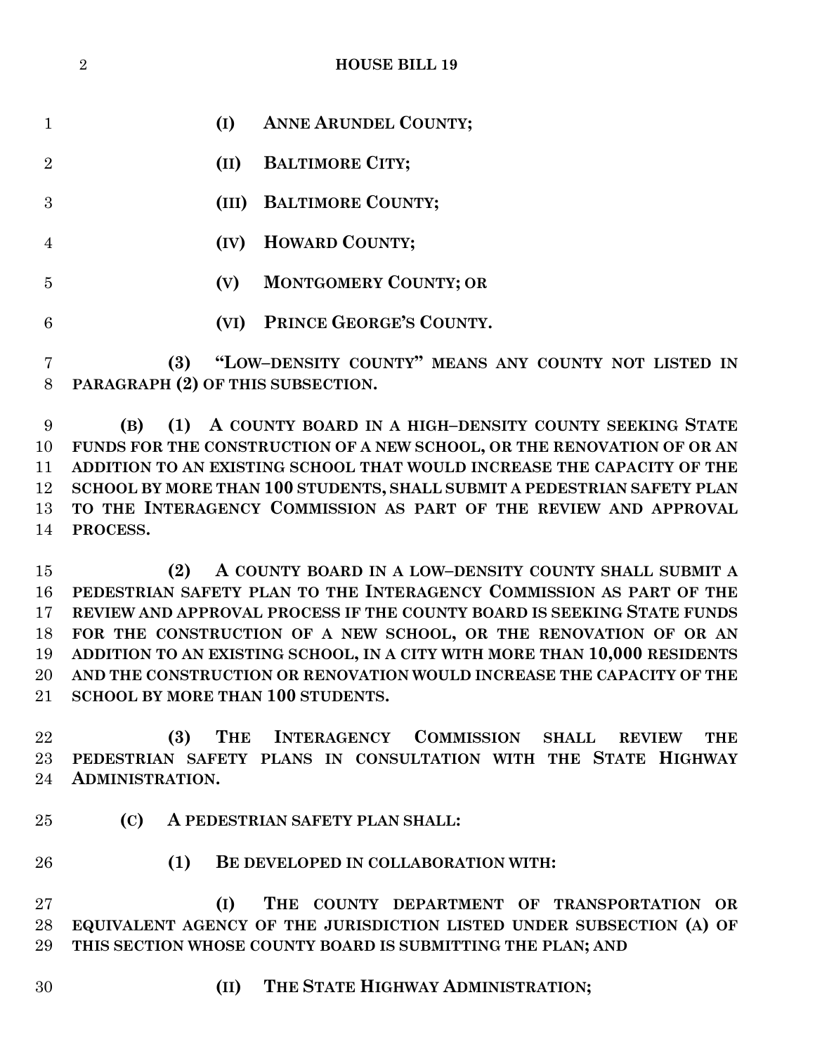**(I) ANNE ARUNDEL COUNTY;**

**(II) BALTIMORE CITY;**

**(III) BALTIMORE COUNTY;**

**(IV) HOWARD COUNTY;**

**(V) MONTGOMERY COUNTY; OR**

**(VI) PRINCE GEORGE'S COUNTY.**

**(3) "LOW–DENSITY COUNTY" MEANS ANY COUNTY NOT LISTED IN PARAGRAPH (2) OF THIS SUBSECTION.**

**(B) (1) A COUNTY BOARD IN A HIGH–DENSITY COUNTY SEEKING STATE FUNDS FOR THE CONSTRUCTION OF A NEW SCHOOL, OR THE RENOVATION OF OR AN ADDITION TO AN EXISTING SCHOOL THAT WOULD INCREASE THE CAPACITY OF THE SCHOOL BY MORE THAN 100 STUDENTS, SHALL SUBMIT A PEDESTRIAN SAFETY PLAN TO THE INTERAGENCY COMMISSION AS PART OF THE REVIEW AND APPROVAL PROCESS.**

**(2) A COUNTY BOARD IN A LOW–DENSITY COUNTY SHALL SUBMIT A PEDESTRIAN SAFETY PLAN TO THE INTERAGENCY COMMISSION AS PART OF THE REVIEW AND APPROVAL PROCESS IF THE COUNTY BOARD IS SEEKING STATE FUNDS FOR THE CONSTRUCTION OF A NEW SCHOOL, OR THE RENOVATION OF OR AN ADDITION TO AN EXISTING SCHOOL, IN A CITY WITH MORE THAN 10,000 RESIDENTS AND THE CONSTRUCTION OR RENOVATION WOULD INCREASE THE CAPACITY OF THE SCHOOL BY MORE THAN 100 STUDENTS.**

**(3) THE INTERAGENCY COMMISSION SHALL REVIEW THE PEDESTRIAN SAFETY PLANS IN CONSULTATION WITH THE STATE HIGHWAY ADMINISTRATION.**

**(C) A PEDESTRIAN SAFETY PLAN SHALL:**

**(1) BE DEVELOPED IN COLLABORATION WITH:**

**(I) THE COUNTY DEPARTMENT OF TRANSPORTATION OR EQUIVALENT AGENCY OF THE JURISDICTION LISTED UNDER SUBSECTION (A) OF THIS SECTION WHOSE COUNTY BOARD IS SUBMITTING THE PLAN; AND**

**(II) THE STATE HIGHWAY ADMINISTRATION;**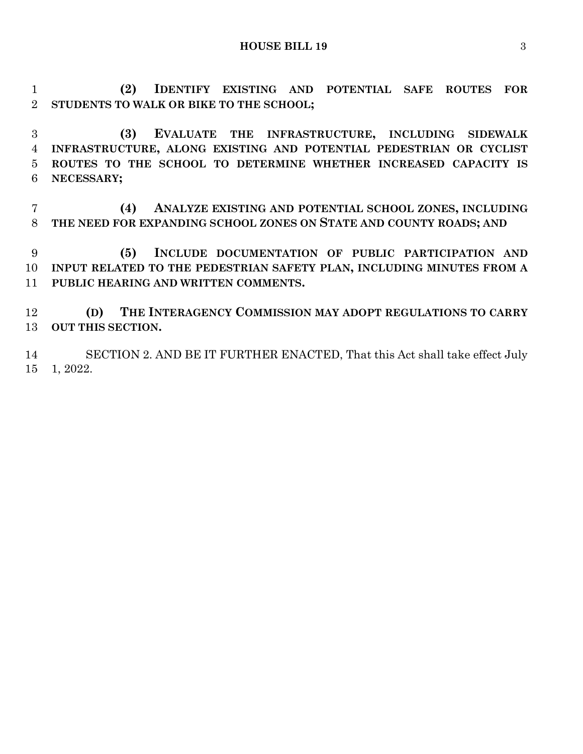**(2) IDENTIFY EXISTING AND POTENTIAL SAFE ROUTES FOR STUDENTS TO WALK OR BIKE TO THE SCHOOL;**

**(3) EVALUATE THE INFRASTRUCTURE, INCLUDING SIDEWALK INFRASTRUCTURE, ALONG EXISTING AND POTENTIAL PEDESTRIAN OR CYCLIST ROUTES TO THE SCHOOL TO DETERMINE WHETHER INCREASED CAPACITY IS NECESSARY;**

**(4) ANALYZE EXISTING AND POTENTIAL SCHOOL ZONES, INCLUDING THE NEED FOR EXPANDING SCHOOL ZONES ON STATE AND COUNTY ROADS; AND**

**(5) INCLUDE DOCUMENTATION OF PUBLIC PARTICIPATION AND INPUT RELATED TO THE PEDESTRIAN SAFETY PLAN, INCLUDING MINUTES FROM A PUBLIC HEARING AND WRITTEN COMMENTS.**

**(D) THE INTERAGENCY COMMISSION MAY ADOPT REGULATIONS TO CARRY OUT THIS SECTION.**

SECTION 2. AND BE IT FURTHER ENACTED, That this Act shall take effect July 1, 2022.